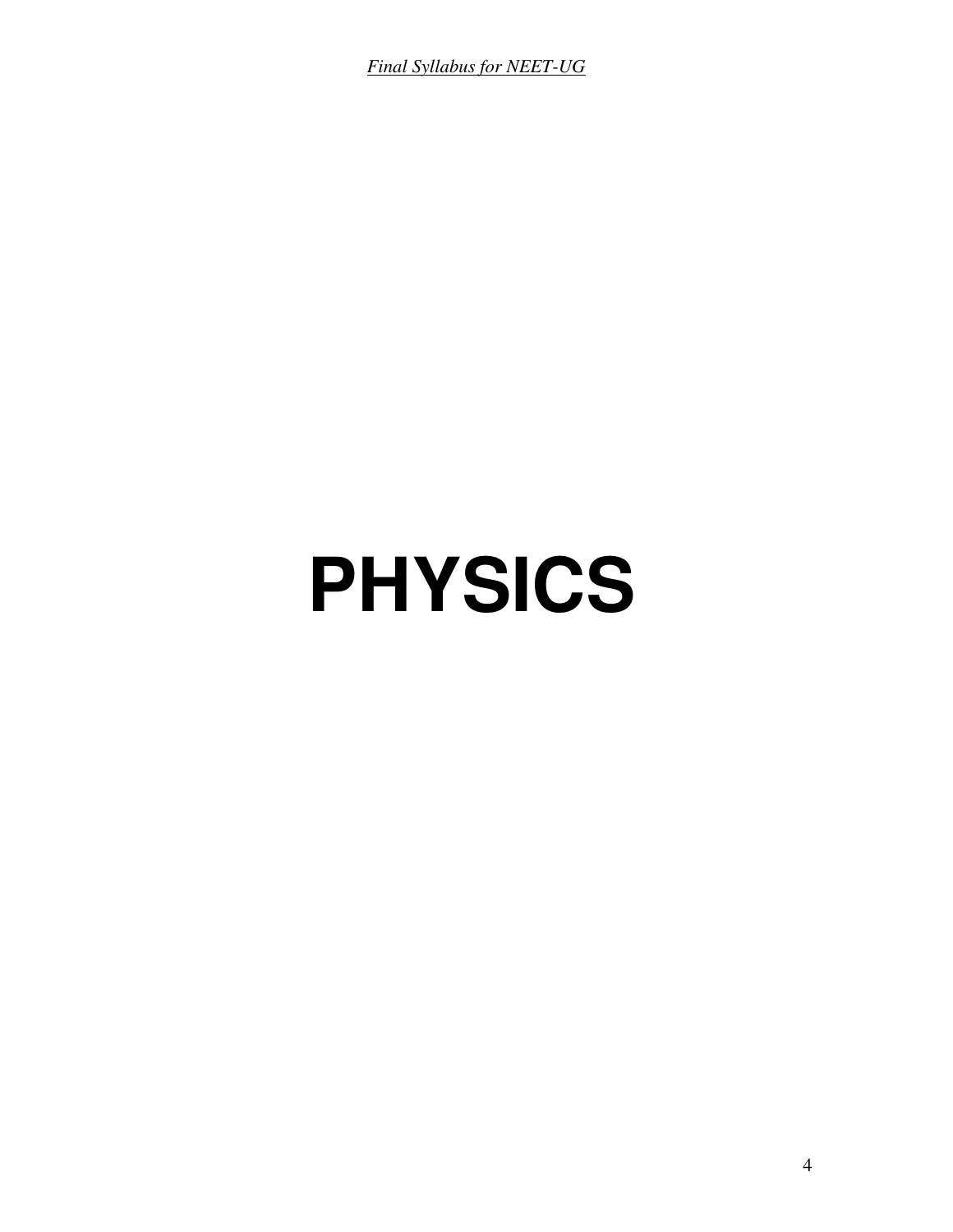# PHYSICS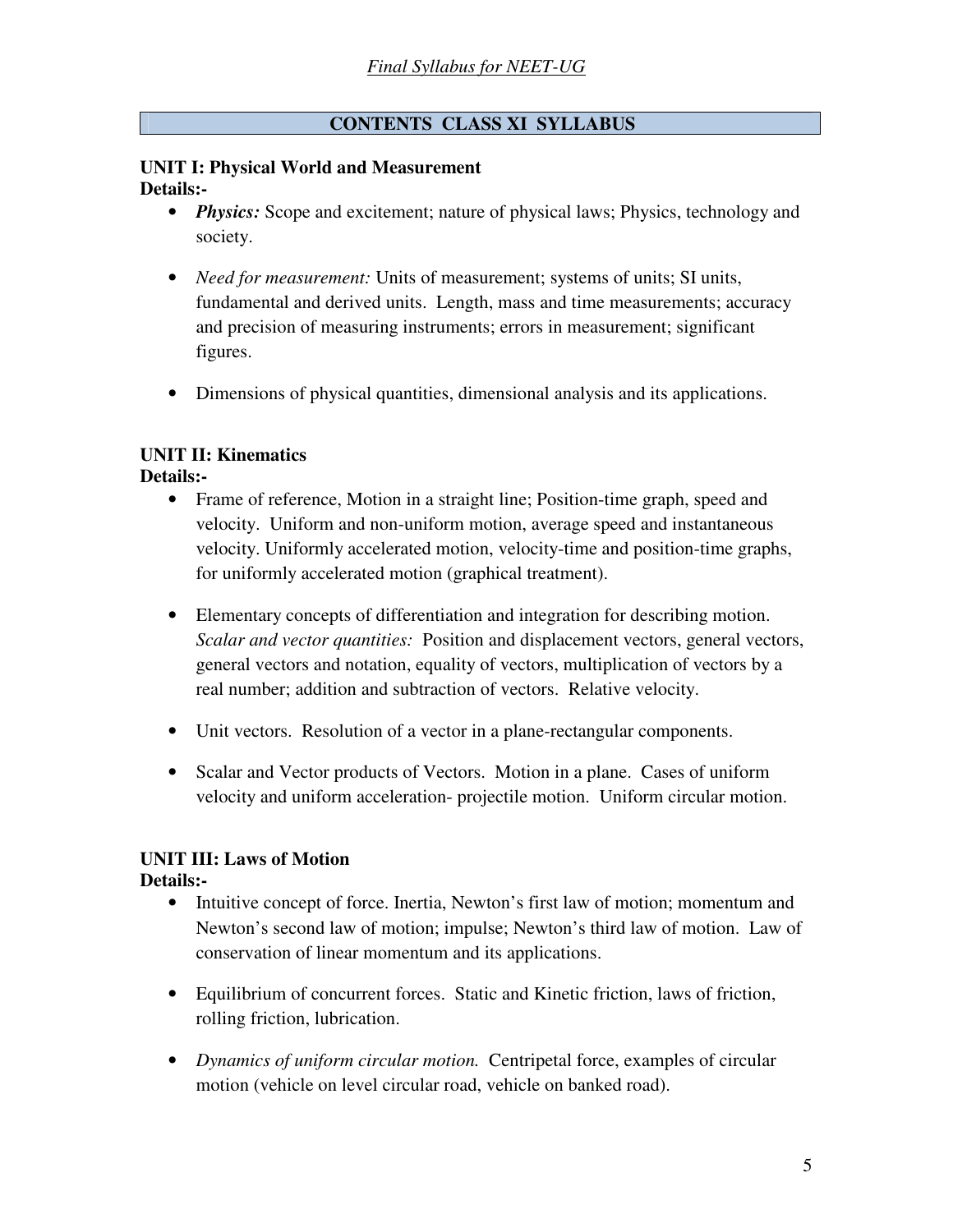## CONTENTS CLASS XI SYLLABUS

### UNIT I: Physical World and Measurement

**Details:-**

- ***Physics:*** Scope and excitement; nature of physical laws; Physics, technology and society.
- *Need for measurement:* Units of measurement; systems of units; SI units, fundamental and derived units. Length, mass and time measurements; accuracy and precision of measuring instruments; errors in measurement; significant figures.
- Dimensions of physical quantities, dimensional analysis and its applications.

### UNIT II: Kinematics

**Details:-**

- Frame of reference, Motion in a straight line; Position-time graph, speed and velocity. Uniform and non-uniform motion, average speed and instantaneous velocity. Uniformly accelerated motion, velocity-time and position-time graphs, for uniformly accelerated motion (graphical treatment).
- Elementary concepts of differentiation and integration for describing motion. *Scalar and vector quantities:* Position and displacement vectors, general vectors, general vectors and notation, equality of vectors, multiplication of vectors by a real number; addition and subtraction of vectors. Relative velocity.
- Unit vectors. Resolution of a vector in a plane-rectangular components.
- Scalar and Vector products of Vectors. Motion in a plane. Cases of uniform velocity and uniform acceleration- projectile motion. Uniform circular motion.

### UNIT III: Laws of Motion

**Details:-**

- Intuitive concept of force. Inertia, Newton's first law of motion; momentum and Newton's second law of motion; impulse; Newton's third law of motion. Law of conservation of linear momentum and its applications.
- Equilibrium of concurrent forces. Static and Kinetic friction, laws of friction, rolling friction, lubrication.
- *Dynamics of uniform circular motion.* Centripetal force, examples of circular motion (vehicle on level circular road, vehicle on banked road).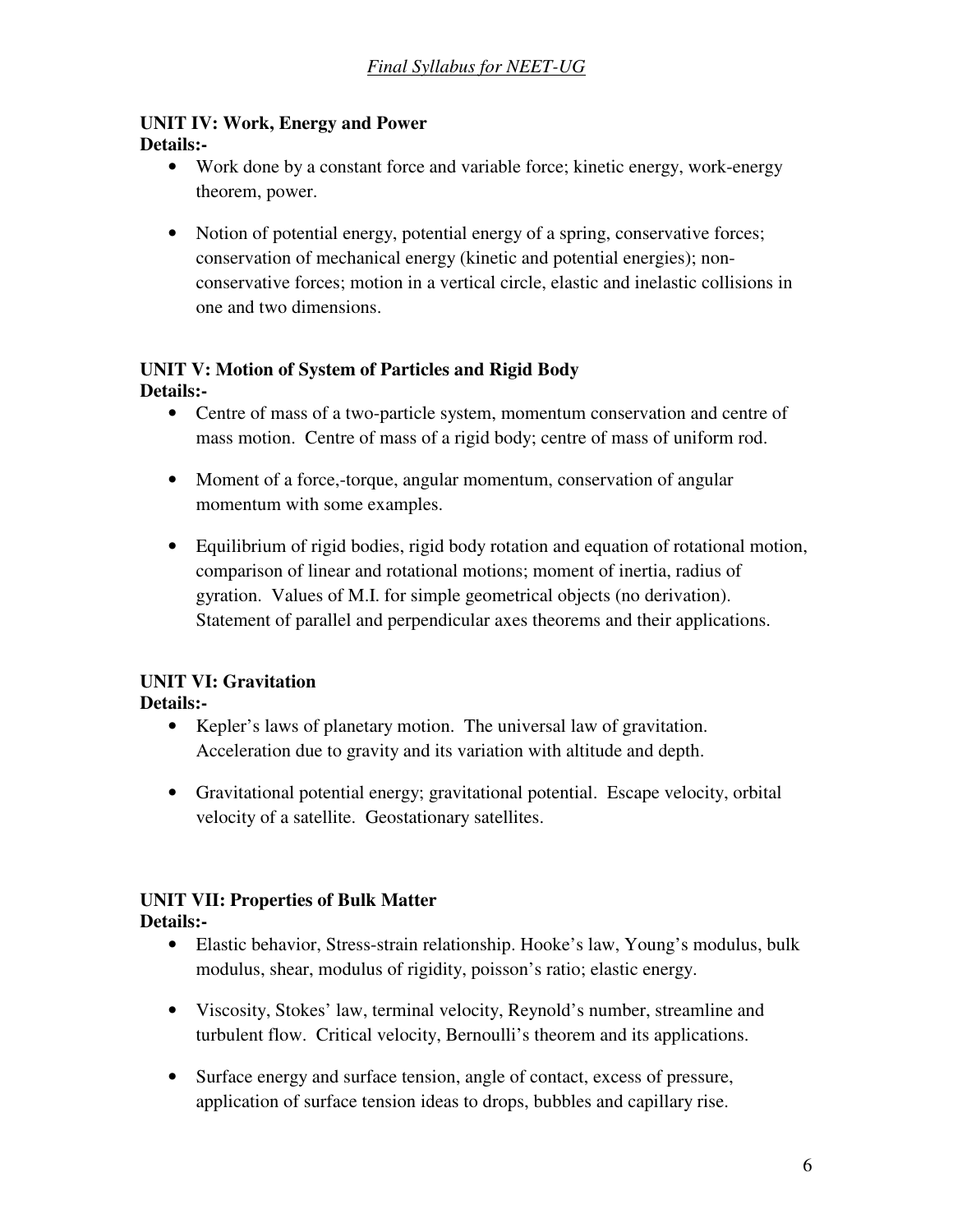### UNIT IV: Work, Energy and Power

**Details:-**

- Work done by a constant force and variable force; kinetic energy, work-energy theorem, power.
- Notion of potential energy, potential energy of a spring, conservative forces; conservation of mechanical energy (kinetic and potential energies); non-conservative forces; motion in a vertical circle, elastic and inelastic collisions in one and two dimensions.

### UNIT V: Motion of System of Particles and Rigid Body

**Details:-**

- Centre of mass of a two-particle system, momentum conservation and centre of mass motion. Centre of mass of a rigid body; centre of mass of uniform rod.
- Moment of a force,-torque, angular momentum, conservation of angular momentum with some examples.
- Equilibrium of rigid bodies, rigid body rotation and equation of rotational motion, comparison of linear and rotational motions; moment of inertia, radius of gyration. Values of M.I. for simple geometrical objects (no derivation). Statement of parallel and perpendicular axes theorems and their applications.

### UNIT VI: Gravitation

**Details:-**

- Kepler's laws of planetary motion. The universal law of gravitation. Acceleration due to gravity and its variation with altitude and depth.
- Gravitational potential energy; gravitational potential. Escape velocity, orbital velocity of a satellite. Geostationary satellites.

### UNIT VII: Properties of Bulk Matter

**Details:-**

- Elastic behavior, Stress-strain relationship. Hooke's law, Young's modulus, bulk modulus, shear, modulus of rigidity, poisson's ratio; elastic energy.
- Viscosity, Stokes' law, terminal velocity, Reynold's number, streamline and turbulent flow. Critical velocity, Bernoulli's theorem and its applications.
- Surface energy and surface tension, angle of contact, excess of pressure, application of surface tension ideas to drops, bubbles and capillary rise.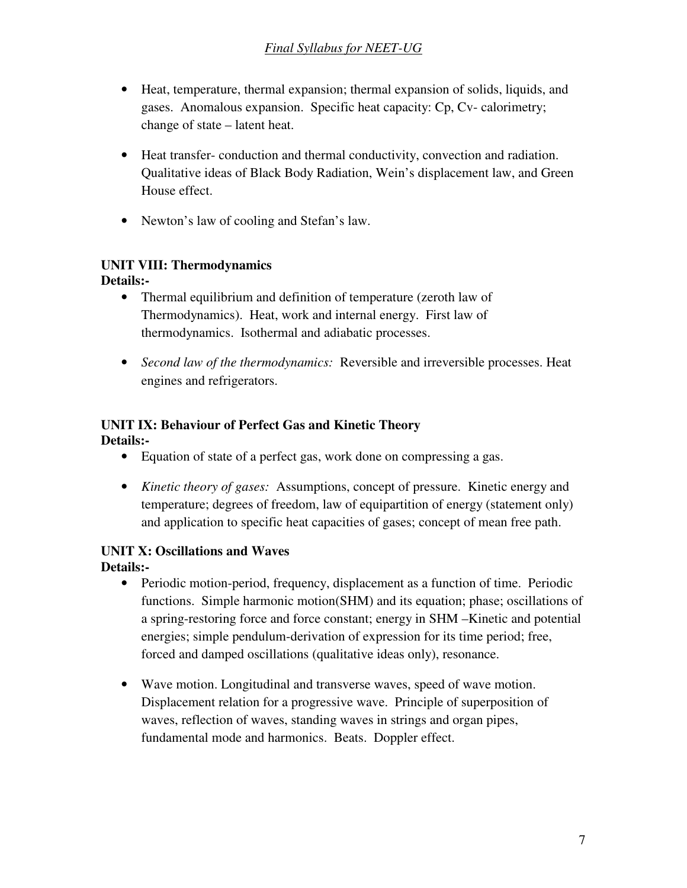- Heat, temperature, thermal expansion; thermal expansion of solids, liquids, and gases. Anomalous expansion. Specific heat capacity: Cp, Cv- calorimetry; change of state – latent heat.

- Heat transfer- conduction and thermal conductivity, convection and radiation. Qualitative ideas of Black Body Radiation, Wein's displacement law, and Green House effect.

- Newton's law of cooling and Stefan's law.

**UNIT VIII: Thermodynamics**

**Details:-**

- Thermal equilibrium and definition of temperature (zeroth law of Thermodynamics). Heat, work and internal energy. First law of thermodynamics. Isothermal and adiabatic processes.

- *Second law of the thermodynamics:* Reversible and irreversible processes. Heat engines and refrigerators.

**UNIT IX: Behaviour of Perfect Gas and Kinetic Theory**

**Details:-**

- Equation of state of a perfect gas, work done on compressing a gas.

- *Kinetic theory of gases:* Assumptions, concept of pressure. Kinetic energy and temperature; degrees of freedom, law of equipartition of energy (statement only) and application to specific heat capacities of gases; concept of mean free path.

**UNIT X: Oscillations and Waves**

**Details:-**

- Periodic motion-period, frequency, displacement as a function of time. Periodic functions. Simple harmonic motion(SHM) and its equation; phase; oscillations of a spring-restoring force and force constant; energy in SHM –Kinetic and potential energies; simple pendulum-derivation of expression for its time period; free, forced and damped oscillations (qualitative ideas only), resonance.

- Wave motion. Longitudinal and transverse waves, speed of wave motion. Displacement relation for a progressive wave. Principle of superposition of waves, reflection of waves, standing waves in strings and organ pipes, fundamental mode and harmonics. Beats. Doppler effect.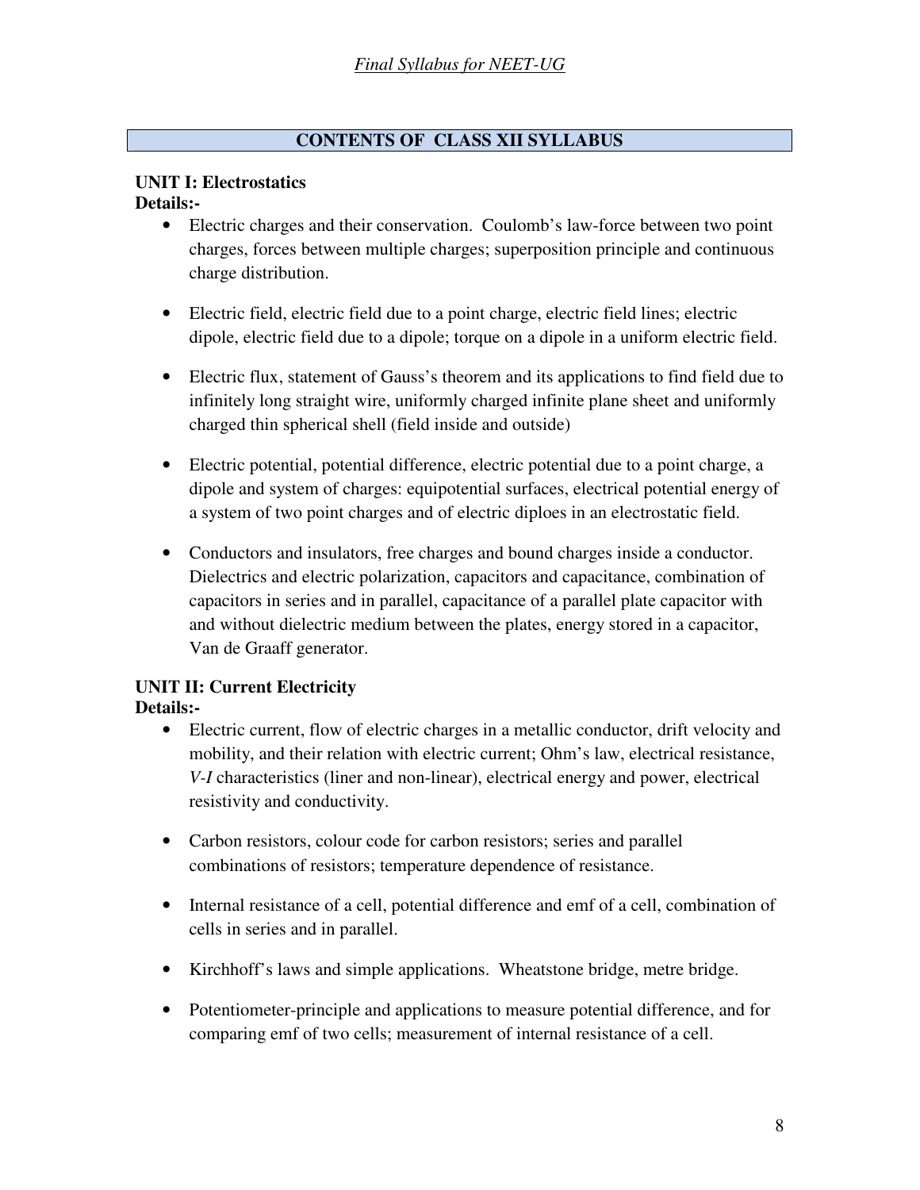## CONTENTS OF CLASS XII SYLLABUS

### UNIT I: Electrostatics

**Details:-**

- Electric charges and their conservation. Coulomb's law-force between two point charges, forces between multiple charges; superposition principle and continuous charge distribution.

- Electric field, electric field due to a point charge, electric field lines; electric dipole, electric field due to a dipole; torque on a dipole in a uniform electric field.

- Electric flux, statement of Gauss's theorem and its applications to find field due to infinitely long straight wire, uniformly charged infinite plane sheet and uniformly charged thin spherical shell (field inside and outside)

- Electric potential, potential difference, electric potential due to a point charge, a dipole and system of charges: equipotential surfaces, electrical potential energy of a system of two point charges and of electric diploes in an electrostatic field.

- Conductors and insulators, free charges and bound charges inside a conductor. Dielectrics and electric polarization, capacitors and capacitance, combination of capacitors in series and in parallel, capacitance of a parallel plate capacitor with and without dielectric medium between the plates, energy stored in a capacitor, Van de Graaff generator.

### UNIT II: Current Electricity

**Details:-**

- Electric current, flow of electric charges in a metallic conductor, drift velocity and mobility, and their relation with electric current; Ohm's law, electrical resistance, *V-I* characteristics (liner and non-linear), electrical energy and power, electrical resistivity and conductivity.

- Carbon resistors, colour code for carbon resistors; series and parallel combinations of resistors; temperature dependence of resistance.

- Internal resistance of a cell, potential difference and emf of a cell, combination of cells in series and in parallel.

- Kirchhoff's laws and simple applications. Wheatstone bridge, metre bridge.

- Potentiometer-principle and applications to measure potential difference, and for comparing emf of two cells; measurement of internal resistance of a cell.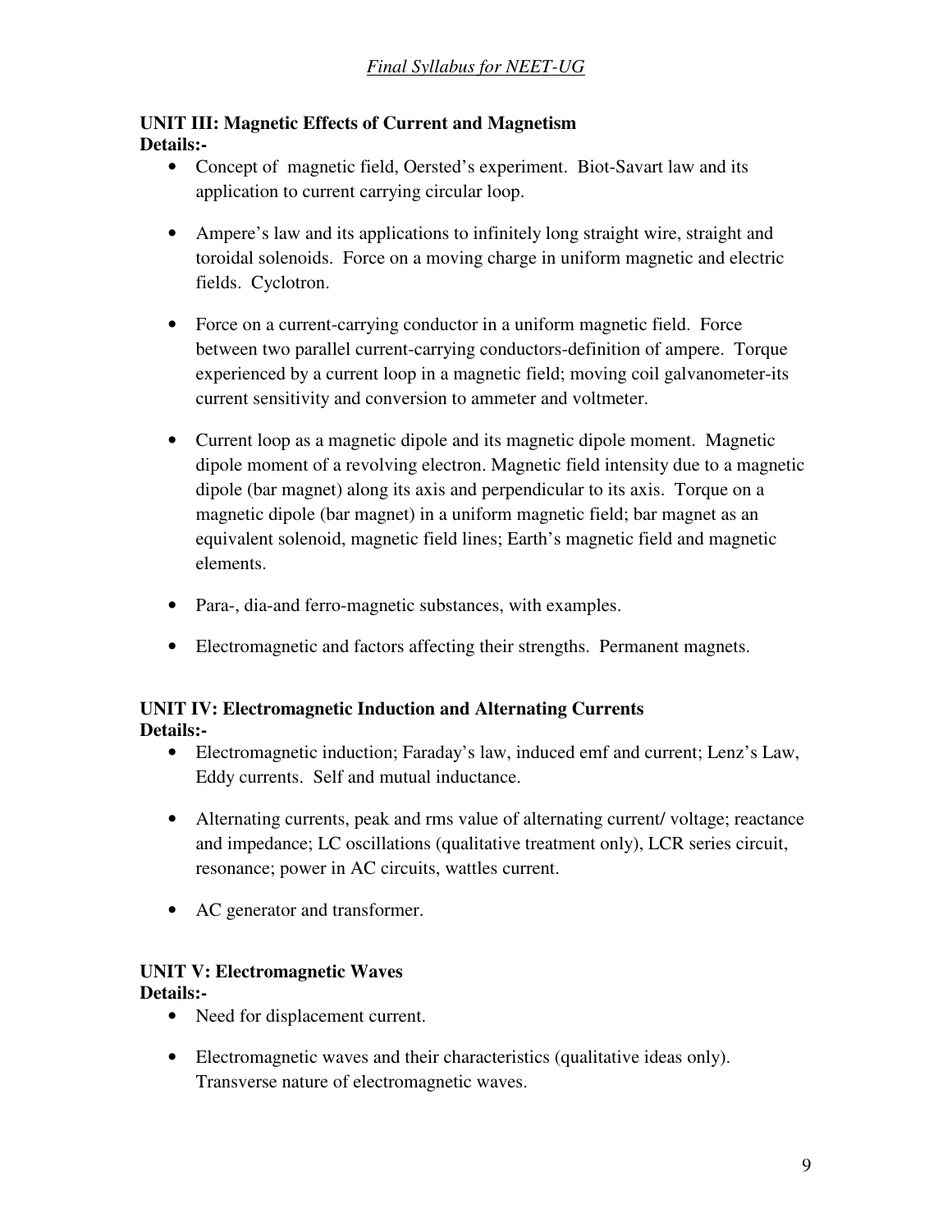**UNIT III: Magnetic Effects of Current and Magnetism**
**Details:-**

- Concept of magnetic field, Oersted's experiment. Biot-Savart law and its application to current carrying circular loop.

- Ampere's law and its applications to infinitely long straight wire, straight and toroidal solenoids. Force on a moving charge in uniform magnetic and electric fields. Cyclotron.

- Force on a current-carrying conductor in a uniform magnetic field. Force between two parallel current-carrying conductors-definition of ampere. Torque experienced by a current loop in a magnetic field; moving coil galvanometer-its current sensitivity and conversion to ammeter and voltmeter.

- Current loop as a magnetic dipole and its magnetic dipole moment. Magnetic dipole moment of a revolving electron. Magnetic field intensity due to a magnetic dipole (bar magnet) along its axis and perpendicular to its axis. Torque on a magnetic dipole (bar magnet) in a uniform magnetic field; bar magnet as an equivalent solenoid, magnetic field lines; Earth's magnetic field and magnetic elements.

- Para-, dia-and ferro-magnetic substances, with examples.

- Electromagnetic and factors affecting their strengths. Permanent magnets.

**UNIT IV: Electromagnetic Induction and Alternating Currents**
**Details:-**

- Electromagnetic induction; Faraday's law, induced emf and current; Lenz's Law, Eddy currents. Self and mutual inductance.

- Alternating currents, peak and rms value of alternating current/ voltage; reactance and impedance; LC oscillations (qualitative treatment only), LCR series circuit, resonance; power in AC circuits, wattles current.

- AC generator and transformer.

**UNIT V: Electromagnetic Waves**
**Details:-**

- Need for displacement current.

- Electromagnetic waves and their characteristics (qualitative ideas only). Transverse nature of electromagnetic waves.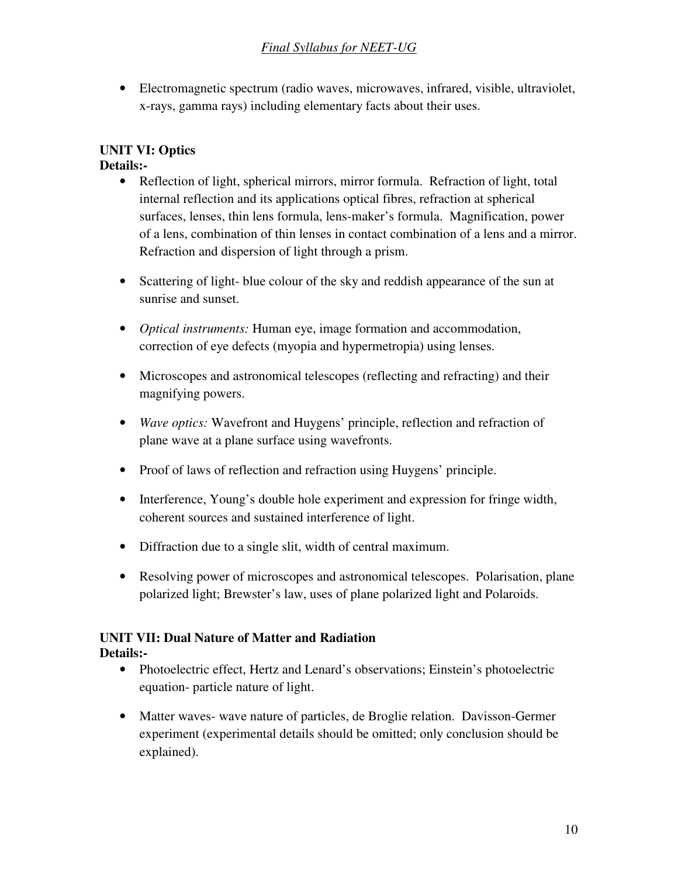- Electromagnetic spectrum (radio waves, microwaves, infrared, visible, ultraviolet, x-rays, gamma rays) including elementary facts about their uses.

**UNIT VI: Optics**
**Details:-**

- Reflection of light, spherical mirrors, mirror formula. Refraction of light, total internal reflection and its applications optical fibres, refraction at spherical surfaces, lenses, thin lens formula, lens-maker's formula. Magnification, power of a lens, combination of thin lenses in contact combination of a lens and a mirror. Refraction and dispersion of light through a prism.

- Scattering of light- blue colour of the sky and reddish appearance of the sun at sunrise and sunset.

- *Optical instruments:* Human eye, image formation and accommodation, correction of eye defects (myopia and hypermetropia) using lenses.

- Microscopes and astronomical telescopes (reflecting and refracting) and their magnifying powers.

- *Wave optics:* Wavefront and Huygens' principle, reflection and refraction of plane wave at a plane surface using wavefronts.

- Proof of laws of reflection and refraction using Huygens' principle.

- Interference, Young's double hole experiment and expression for fringe width, coherent sources and sustained interference of light.

- Diffraction due to a single slit, width of central maximum.

- Resolving power of microscopes and astronomical telescopes. Polarisation, plane polarized light; Brewster's law, uses of plane polarized light and Polaroids.

**UNIT VII: Dual Nature of Matter and Radiation**
**Details:-**

- Photoelectric effect, Hertz and Lenard's observations; Einstein's photoelectric equation- particle nature of light.

- Matter waves- wave nature of particles, de Broglie relation. Davisson-Germer experiment (experimental details should be omitted; only conclusion should be explained).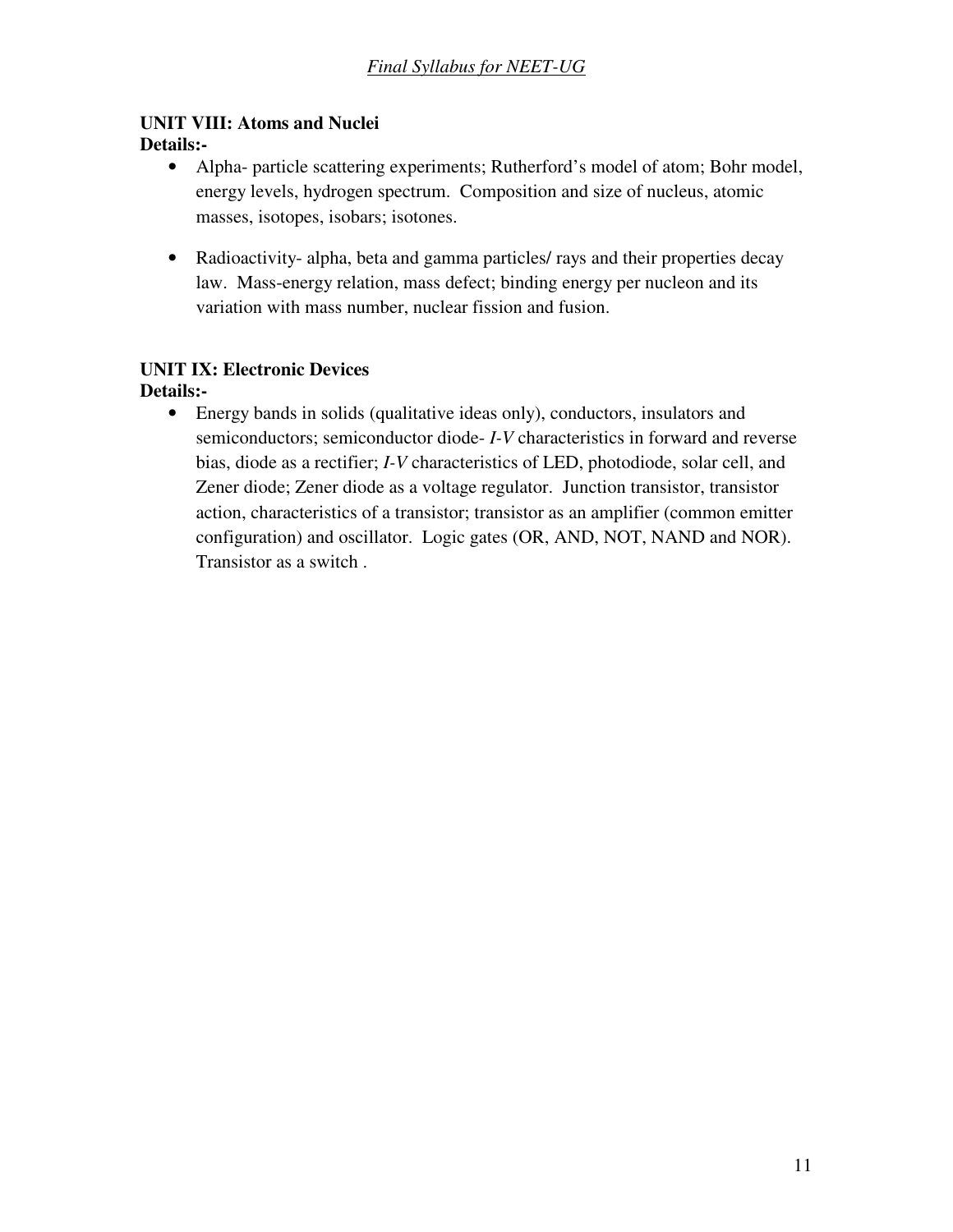**UNIT VIII: Atoms and Nuclei**

**Details:-**

- Alpha- particle scattering experiments; Rutherford's model of atom; Bohr model, energy levels, hydrogen spectrum. Composition and size of nucleus, atomic masses, isotopes, isobars; isotones.

- Radioactivity- alpha, beta and gamma particles/ rays and their properties decay law. Mass-energy relation, mass defect; binding energy per nucleon and its variation with mass number, nuclear fission and fusion.

**UNIT IX: Electronic Devices**

**Details:-**

- Energy bands in solids (qualitative ideas only), conductors, insulators and semiconductors; semiconductor diode- *I-V* characteristics in forward and reverse bias, diode as a rectifier; *I-V* characteristics of LED, photodiode, solar cell, and Zener diode; Zener diode as a voltage regulator. Junction transistor, transistor action, characteristics of a transistor; transistor as an amplifier (common emitter configuration) and oscillator. Logic gates (OR, AND, NOT, NAND and NOR). Transistor as a switch .